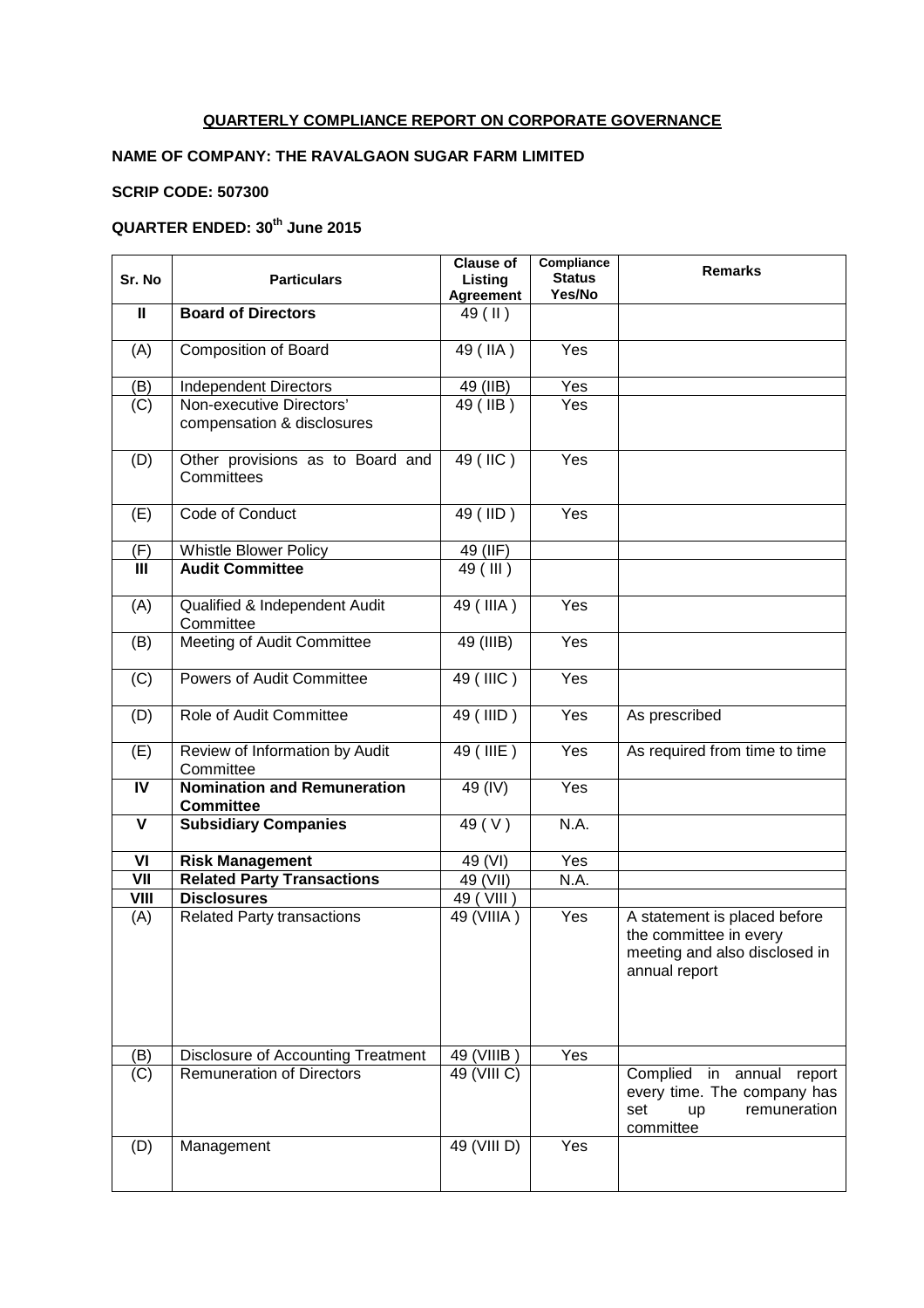**QUARTERLY COMPLIANCE REPORT ON CORPORATE GOVERNANCE**

**NAME OF COMPANY: THE RAVALGAON SUGAR FARM LIMITED**

**SCRIP CODE: 507300**

**QUARTER ENDED: 30th June 2015**

| Sr. No | Particulars | Clause of Listing Agreement | Compliance Status Yes/No | Remarks |
|---|---|---|---|---|
| **II** | **Board of Directors** | 49 ( II ) | | |
| (A) | Composition of Board | 49 ( IIA ) | Yes | |
| (B) | Independent Directors | 49 (IIB) | Yes | |
| (C) | Non-executive Directors' compensation & disclosures | 49 ( IIB ) | Yes | |
| (D) | Other provisions as to Board and Committees | 49 ( IIC ) | Yes | |
| (E) | Code of Conduct | 49 ( IID ) | Yes | |
| (F) | Whistle Blower Policy | 49 (IIF) | | |
| **III** | **Audit Committee** | 49 ( III ) | | |
| (A) | Qualified & Independent Audit Committee | 49 ( IIIA ) | Yes | |
| (B) | Meeting of Audit Committee | 49 (IIIB) | Yes | |
| (C) | Powers of Audit Committee | 49 ( IIIC ) | Yes | |
| (D) | Role of Audit Committee | 49 ( IIID ) | Yes | As prescribed |
| (E) | Review of Information by Audit Committee | 49 ( IIIE ) | Yes | As required from time to time |
| **IV** | **Nomination and Remuneration Committee** | 49 (IV) | Yes | |
| **V** | **Subsidiary Companies** | 49 ( V ) | N.A. | |
| **VI** | **Risk Management** | 49 (VI) | Yes | |
| **VII** | **Related Party Transactions** | 49 (VII) | N.A. | |
| **VIII** | **Disclosures** | 49 ( VIII ) | | |
| (A) | Related Party transactions | 49 (VIIIA ) | Yes | A statement is placed before the committee in every meeting and also disclosed in annual report |
| (B) | Disclosure of Accounting Treatment | 49 (VIIIB ) | Yes | |
| (C) | Remuneration of Directors | 49 (VIII C) | | Complied in annual report every time. The company has set up remuneration committee |
| (D) | Management | 49 (VIII D) | Yes | |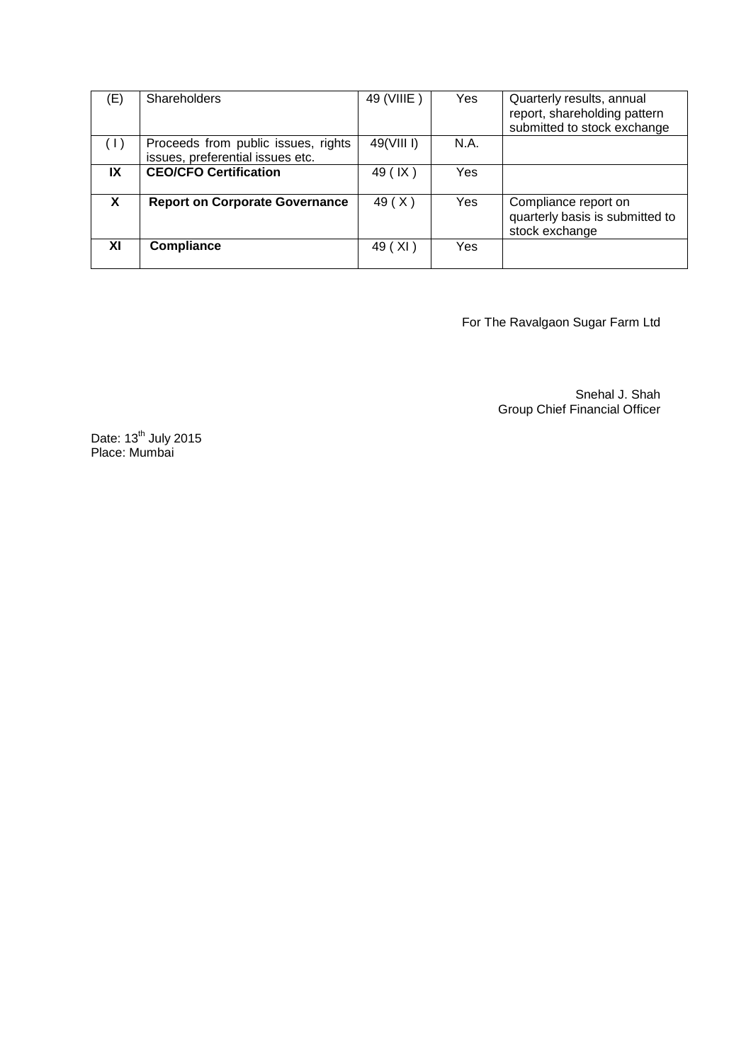| | | | | |
|---|---|---|---|---|
| (E) | Shareholders | 49 (VIIIE ) | Yes | Quarterly results, annual report, shareholding pattern submitted to stock exchange |
| ( I ) | Proceeds from public issues, rights issues, preferential issues etc. | 49(VIII I) | N.A. | |
| **IX** | **CEO/CFO Certification** | 49 ( IX ) | Yes | |
| **X** | **Report on Corporate Governance** | 49 ( X ) | Yes | Compliance report on quarterly basis is submitted to stock exchange |
| **XI** | **Compliance** | 49 ( XI ) | Yes | |

For The Ravalgaon Sugar Farm Ltd

Snehal J. Shah
Group Chief Financial Officer

Date: 13th July 2015
Place: Mumbai